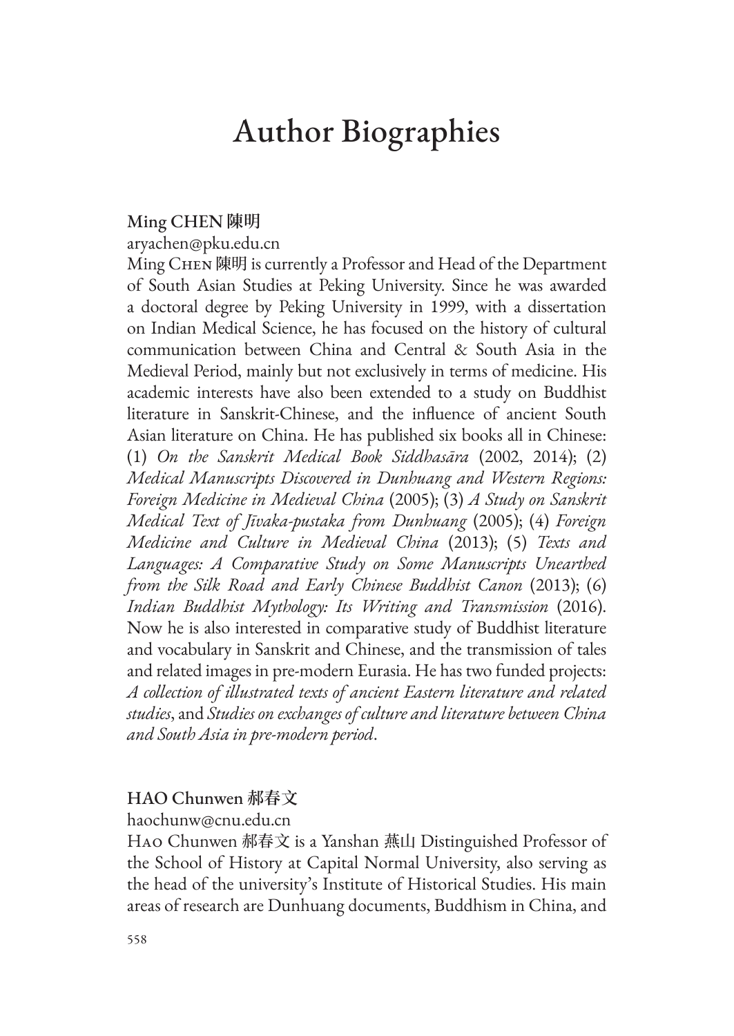# Author Biographies

## Ming CHEN 陳明

aryachen@pku.edu.cn

Ming CHEN 陳明 is currently a Professor and Head of the Department of South Asian Studies at Peking University. Since he was awarded a doctoral degree by Peking University in 1999, with a dissertation on Indian Medical Science, he has focused on the history of cultural communication between China and Central & South Asia in the Medieval Period, mainly but not exclusively in terms of medicine. His academic interests have also been extended to a study on Buddhist literature in Sanskrit-Chinese, and the influence of ancient South Asian literature on China. He has published six books all in Chinese: (1) *On the Sanskrit Medical Book Siddhasāra* (2002, 2014); (2) *Medical Manuscripts Discovered in Dunhuang and Western Regions: Foreign Medicine in Medieval China* (2005); (3) *A Study on Sanskrit Medical Text of Jīvaka-pustaka from Dunhuang* (2005); (4) *Foreign Medicine and Culture in Medieval China* (2013); (5) *Texts and Languages: A Comparative Study on Some Manuscripts Unearthed from the Silk Road and Early Chinese Buddhist Canon* (2013); (6) *Indian Buddhist Mythology: Its Writing and Transmission* (2016). Now he is also interested in comparative study of Buddhist literature and vocabulary in Sanskrit and Chinese, and the transmission of tales and related images in pre-modern Eurasia. He has two funded projects: *A collection of illustrated texts of ancient Eastern literature and related studies*, and *Studies on exchanges of culture and literature between China and South Asia in pre-modern period*.

## HAO Chunwen 郝春文

haochunw@cnu.edu.cn

HAO Chunwen 郝春文 is a Yanshan 燕山 Distinguished Professor of the School of History at Capital Normal University, also serving as the head of the university's Institute of Historical Studies. His main areas of research are Dunhuang documents, Buddhism in China, and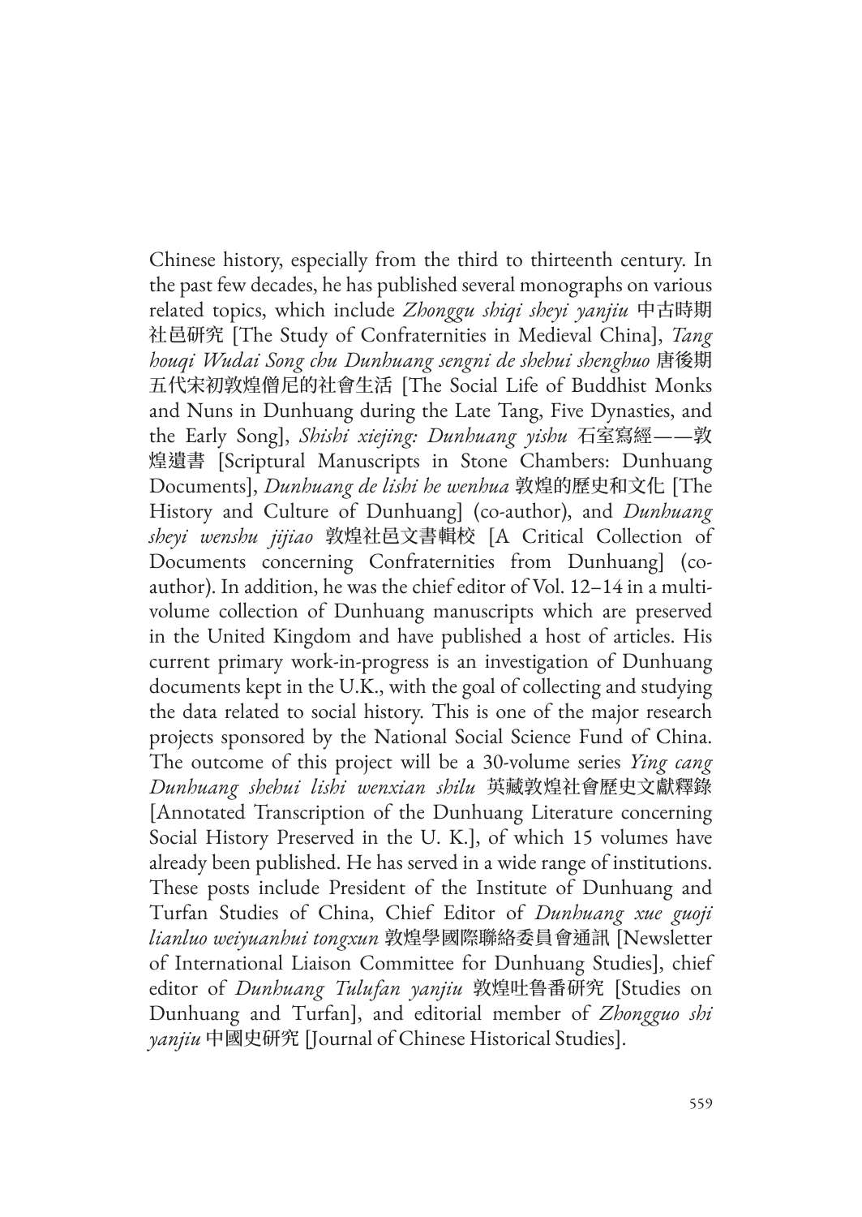Chinese history, especially from the third to thirteenth century. In the past few decades, he has published several monographs on various related topics, which include *Zhonggu shiqi sheyi yanjiu* 中古時期社邑研究 [The Study of Confraternities in Medieval China], *Tang houqi Wudai Song chu Dunhuang sengni de shehui shenghuo* 唐後期五代宋初敦煌僧尼的社會生活 [The Social Life of Buddhist Monks and Nuns in Dunhuang during the Late Tang, Five Dynasties, and the Early Song], *Shishi xiejing: Dunhuang yishu* 石室寫經——敦煌遺書 [Scriptural Manuscripts in Stone Chambers: Dunhuang Documents], *Dunhuang de lishi he wenhua* 敦煌的歷史和文化 [The History and Culture of Dunhuang] (co-author), and *Dunhuang sheyi wenshu jijiao* 敦煌社邑文書輯校 [A Critical Collection of Documents concerning Confraternities from Dunhuang] (co-author). In addition, he was the chief editor of Vol. 12–14 in a multi-volume collection of Dunhuang manuscripts which are preserved in the United Kingdom and have published a host of articles. His current primary work-in-progress is an investigation of Dunhuang documents kept in the U.K., with the goal of collecting and studying the data related to social history. This is one of the major research projects sponsored by the National Social Science Fund of China. The outcome of this project will be a 30-volume series *Ying cang Dunhuang shehui lishi wenxian shilu* 英藏敦煌社會歷史文獻釋錄 [Annotated Transcription of the Dunhuang Literature concerning Social History Preserved in the U. K.], of which 15 volumes have already been published. He has served in a wide range of institutions. These posts include President of the Institute of Dunhuang and Turfan Studies of China, Chief Editor of *Dunhuang xue guoji lianluo weiyuanhui tongxun* 敦煌學國際聯絡委員會通訊 [Newsletter of International Liaison Committee for Dunhuang Studies], chief editor of *Dunhuang Tulufan yanjiu* 敦煌吐鲁番研究 [Studies on Dunhuang and Turfan], and editorial member of *Zhongguo shi yanjiu* 中國史研究 [Journal of Chinese Historical Studies].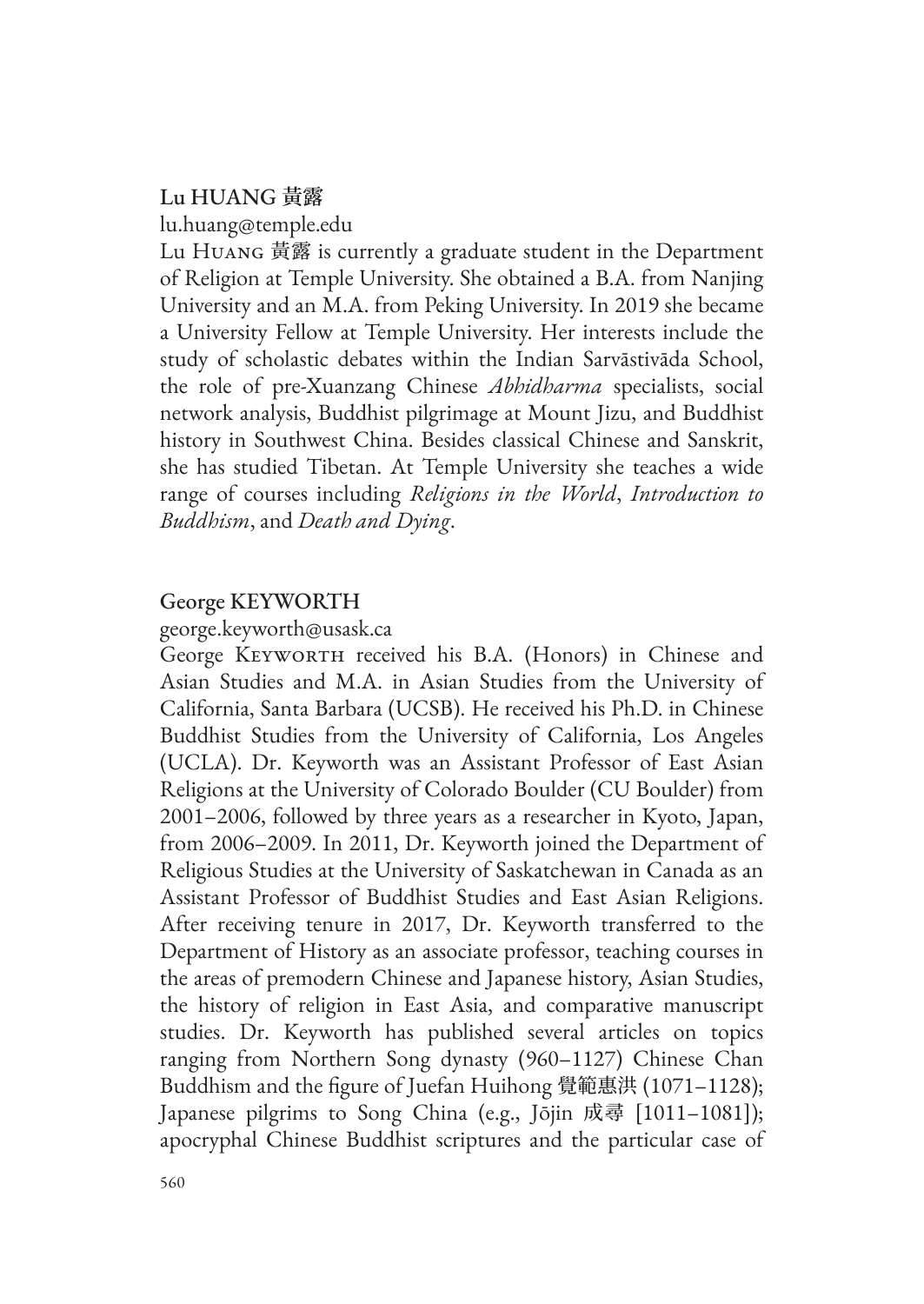**Lu HUANG 黃露**

lu.huang@temple.edu

Lu Huang 黃露 is currently a graduate student in the Department of Religion at Temple University. She obtained a B.A. from Nanjing University and an M.A. from Peking University. In 2019 she became a University Fellow at Temple University. Her interests include the study of scholastic debates within the Indian Sarvāstivāda School, the role of pre-Xuanzang Chinese *Abhidharma* specialists, social network analysis, Buddhist pilgrimage at Mount Jizu, and Buddhist history in Southwest China. Besides classical Chinese and Sanskrit, she has studied Tibetan. At Temple University she teaches a wide range of courses including *Religions in the World*, *Introduction to Buddhism*, and *Death and Dying*.

**George KEYWORTH**

george.keyworth@usask.ca

George Keyworth received his B.A. (Honors) in Chinese and Asian Studies and M.A. in Asian Studies from the University of California, Santa Barbara (UCSB). He received his Ph.D. in Chinese Buddhist Studies from the University of California, Los Angeles (UCLA). Dr. Keyworth was an Assistant Professor of East Asian Religions at the University of Colorado Boulder (CU Boulder) from 2001–2006, followed by three years as a researcher in Kyoto, Japan, from 2006–2009. In 2011, Dr. Keyworth joined the Department of Religious Studies at the University of Saskatchewan in Canada as an Assistant Professor of Buddhist Studies and East Asian Religions. After receiving tenure in 2017, Dr. Keyworth transferred to the Department of History as an associate professor, teaching courses in the areas of premodern Chinese and Japanese history, Asian Studies, the history of religion in East Asia, and comparative manuscript studies. Dr. Keyworth has published several articles on topics ranging from Northern Song dynasty (960–1127) Chinese Chan Buddhism and the figure of Juefan Huihong 覺範惠洪 (1071–1128); Japanese pilgrims to Song China (e.g., Jōjin 成尋 [1011–1081]); apocryphal Chinese Buddhist scriptures and the particular case of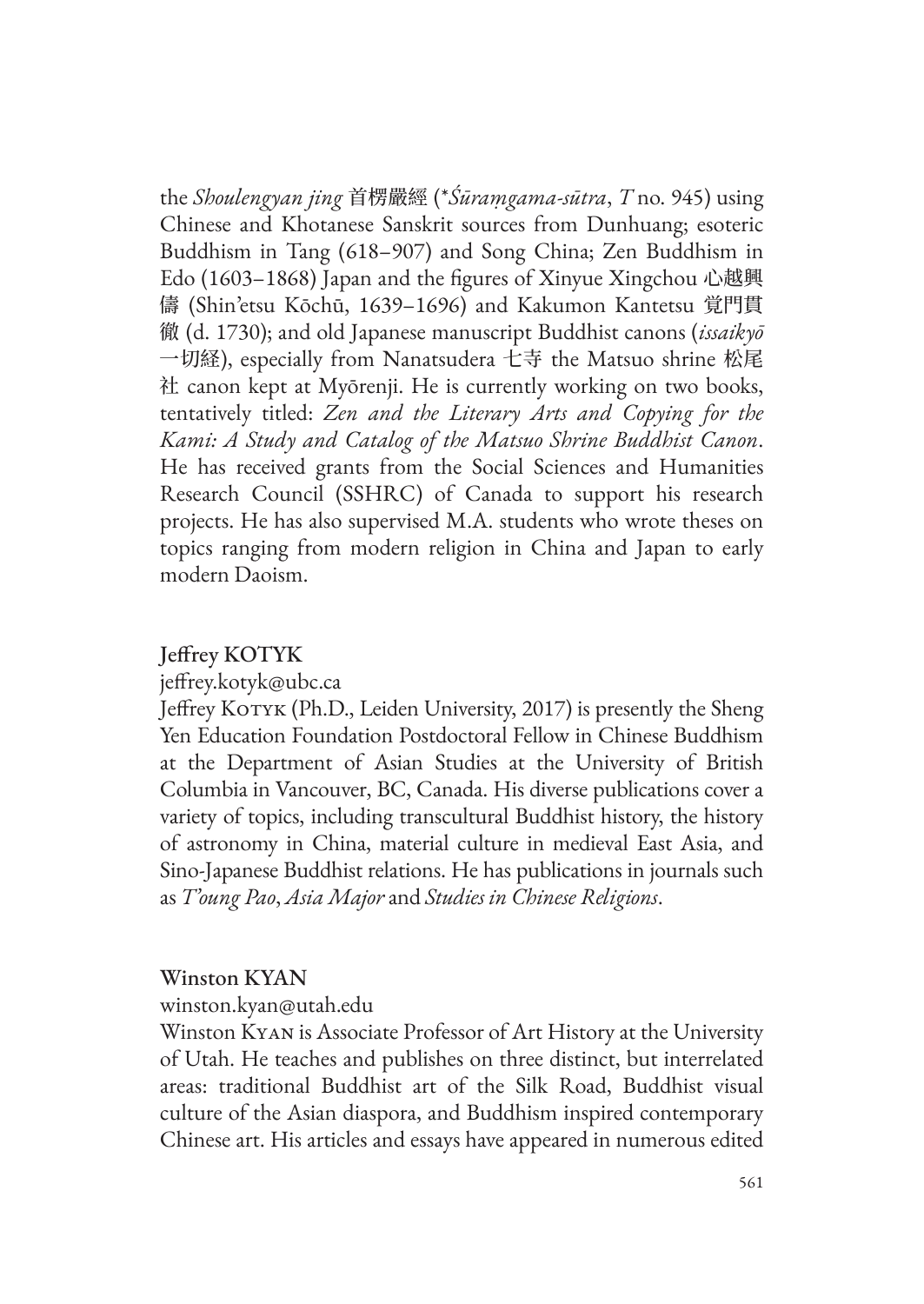the *Shoulengyan jing* 首楞嚴經 (**Śūraṃgama-sūtra*, *T* no. 945) using Chinese and Khotanese Sanskrit sources from Dunhuang; esoteric Buddhism in Tang (618–907) and Song China; Zen Buddhism in Edo (1603–1868) Japan and the figures of Xinyue Xingchou 心越興儔 (Shin'etsu Kōchū, 1639–1696) and Kakumon Kantetsu 覚門貫徹 (d. 1730); and old Japanese manuscript Buddhist canons (*issaikyō* 一切経), especially from Nanatsudera 七寺 the Matsuo shrine 松尾社 canon kept at Myōrenji. He is currently working on two books, tentatively titled: *Zen and the Literary Arts and Copying for the Kami: A Study and Catalog of the Matsuo Shrine Buddhist Canon*. He has received grants from the Social Sciences and Humanities Research Council (SSHRC) of Canada to support his research projects. He has also supervised M.A. students who wrote theses on topics ranging from modern religion in China and Japan to early modern Daoism.

## Jeffrey KOTYK

jeffrey.kotyk@ubc.ca

Jeffrey Kotyk (Ph.D., Leiden University, 2017) is presently the Sheng Yen Education Foundation Postdoctoral Fellow in Chinese Buddhism at the Department of Asian Studies at the University of British Columbia in Vancouver, BC, Canada. His diverse publications cover a variety of topics, including transcultural Buddhist history, the history of astronomy in China, material culture in medieval East Asia, and Sino-Japanese Buddhist relations. He has publications in journals such as *T'oung Pao*, *Asia Major* and *Studies in Chinese Religions*.

## Winston KYAN

winston.kyan@utah.edu

Winston Kyan is Associate Professor of Art History at the University of Utah. He teaches and publishes on three distinct, but interrelated areas: traditional Buddhist art of the Silk Road, Buddhist visual culture of the Asian diaspora, and Buddhism inspired contemporary Chinese art. His articles and essays have appeared in numerous edited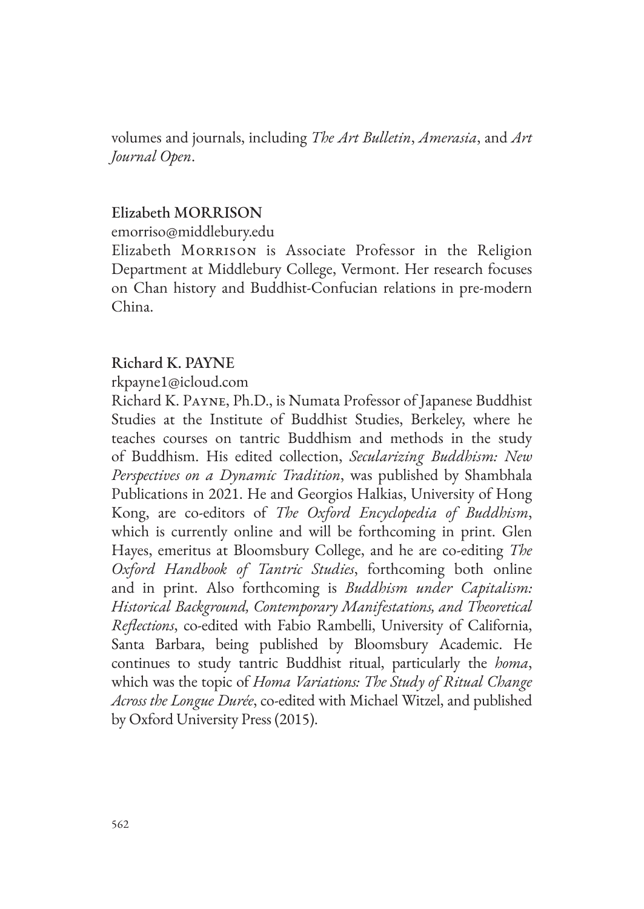volumes and journals, including *The Art Bulletin*, *Amerasia*, and *Art Journal Open*.

### Elizabeth MORRISON

emorriso@middlebury.edu

Elizabeth Morrison is Associate Professor in the Religion Department at Middlebury College, Vermont. Her research focuses on Chan history and Buddhist-Confucian relations in pre-modern China.

### Richard K. PAYNE

rkpayne1@icloud.com

Richard K. Payne, Ph.D., is Numata Professor of Japanese Buddhist Studies at the Institute of Buddhist Studies, Berkeley, where he teaches courses on tantric Buddhism and methods in the study of Buddhism. His edited collection, *Secularizing Buddhism: New Perspectives on a Dynamic Tradition*, was published by Shambhala Publications in 2021. He and Georgios Halkias, University of Hong Kong, are co-editors of *The Oxford Encyclopedia of Buddhism*, which is currently online and will be forthcoming in print. Glen Hayes, emeritus at Bloomsbury College, and he are co-editing *The Oxford Handbook of Tantric Studies*, forthcoming both online and in print. Also forthcoming is *Buddhism under Capitalism: Historical Background, Contemporary Manifestations, and Theoretical Reflections*, co-edited with Fabio Rambelli, University of California, Santa Barbara, being published by Bloomsbury Academic. He continues to study tantric Buddhist ritual, particularly the *homa*, which was the topic of *Homa Variations: The Study of Ritual Change Across the Longue Durée*, co-edited with Michael Witzel, and published by Oxford University Press (2015).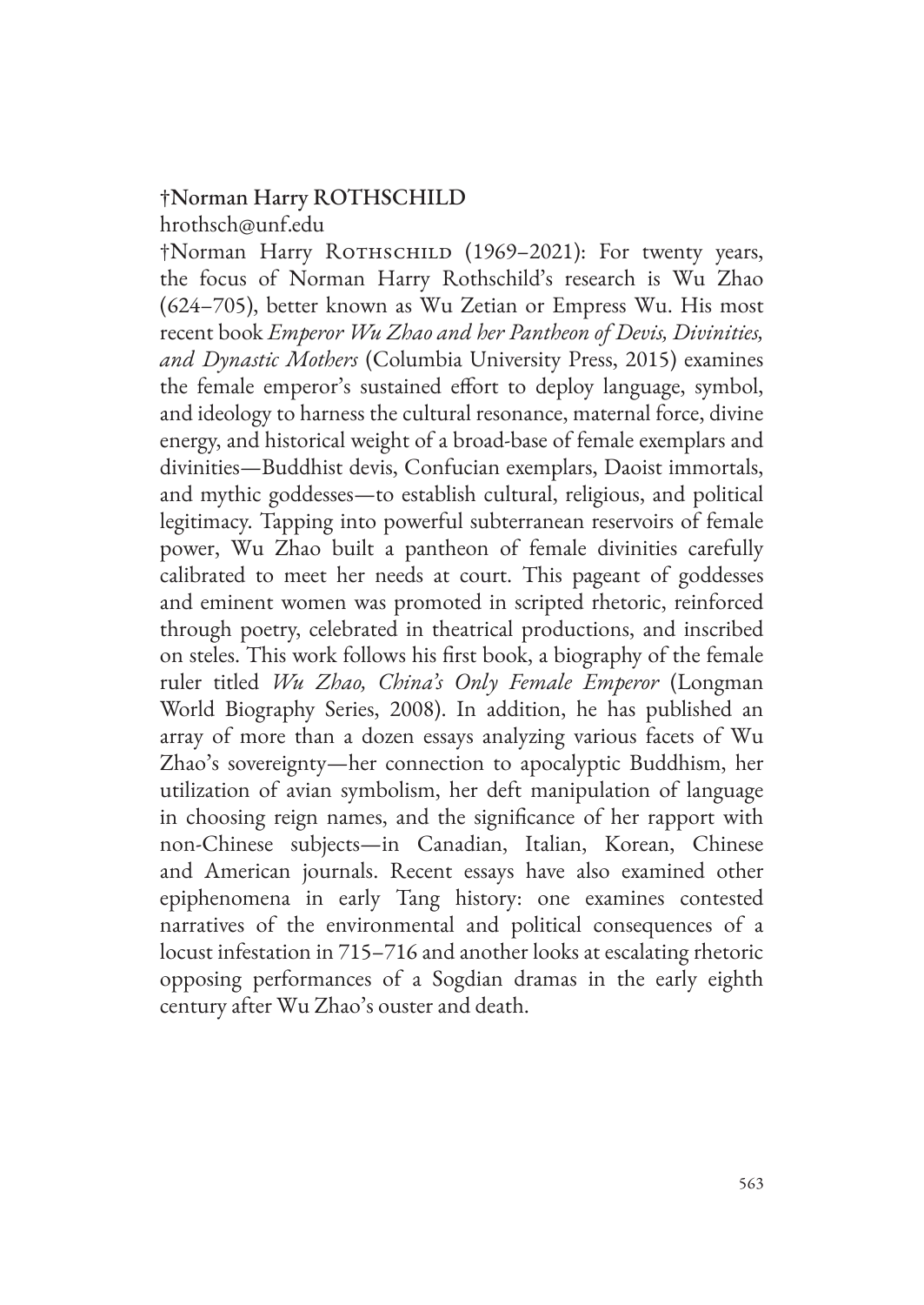†Norman Harry ROTHSCHILD

hrothsch@unf.edu

†Norman Harry Rothschild (1969–2021): For twenty years, the focus of Norman Harry Rothschild's research is Wu Zhao (624–705), better known as Wu Zetian or Empress Wu. His most recent book *Emperor Wu Zhao and her Pantheon of Devis, Divinities, and Dynastic Mothers* (Columbia University Press, 2015) examines the female emperor's sustained effort to deploy language, symbol, and ideology to harness the cultural resonance, maternal force, divine energy, and historical weight of a broad-base of female exemplars and divinities—Buddhist devis, Confucian exemplars, Daoist immortals, and mythic goddesses—to establish cultural, religious, and political legitimacy. Tapping into powerful subterranean reservoirs of female power, Wu Zhao built a pantheon of female divinities carefully calibrated to meet her needs at court. This pageant of goddesses and eminent women was promoted in scripted rhetoric, reinforced through poetry, celebrated in theatrical productions, and inscribed on steles. This work follows his first book, a biography of the female ruler titled *Wu Zhao, China's Only Female Emperor* (Longman World Biography Series, 2008). In addition, he has published an array of more than a dozen essays analyzing various facets of Wu Zhao's sovereignty—her connection to apocalyptic Buddhism, her utilization of avian symbolism, her deft manipulation of language in choosing reign names, and the significance of her rapport with non-Chinese subjects—in Canadian, Italian, Korean, Chinese and American journals. Recent essays have also examined other epiphenomena in early Tang history: one examines contested narratives of the environmental and political consequences of a locust infestation in 715–716 and another looks at escalating rhetoric opposing performances of a Sogdian dramas in the early eighth century after Wu Zhao's ouster and death.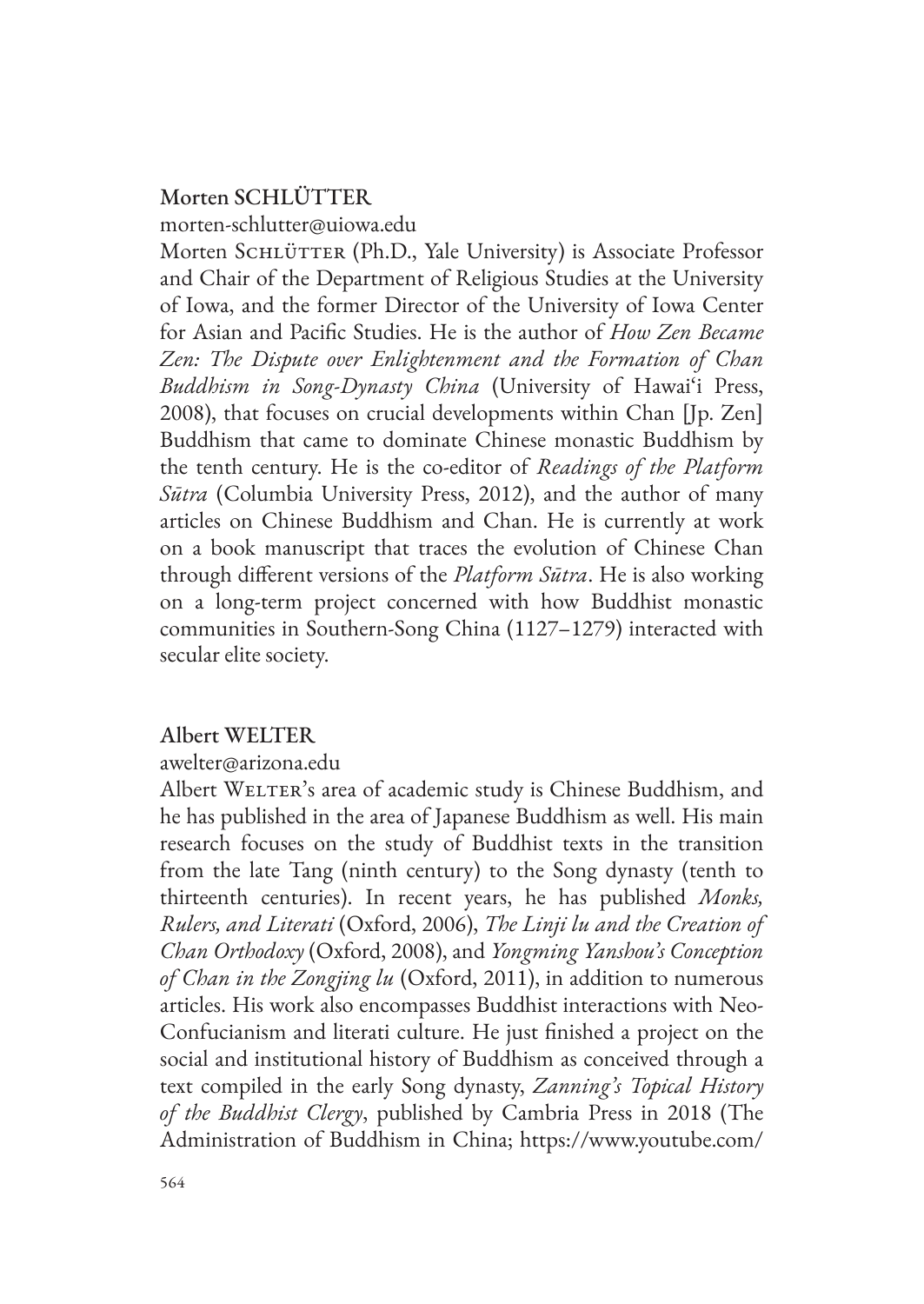## Morten SCHLÜTTER

morten-schlutter@uiowa.edu

Morten Schlütter (Ph.D., Yale University) is Associate Professor and Chair of the Department of Religious Studies at the University of Iowa, and the former Director of the University of Iowa Center for Asian and Pacific Studies. He is the author of *How Zen Became Zen: The Dispute over Enlightenment and the Formation of Chan Buddhism in Song-Dynasty China* (University of Hawaiʻi Press, 2008), that focuses on crucial developments within Chan [Jp. Zen] Buddhism that came to dominate Chinese monastic Buddhism by the tenth century. He is the co-editor of *Readings of the Platform Sūtra* (Columbia University Press, 2012), and the author of many articles on Chinese Buddhism and Chan. He is currently at work on a book manuscript that traces the evolution of Chinese Chan through different versions of the *Platform Sūtra*. He is also working on a long-term project concerned with how Buddhist monastic communities in Southern-Song China (1127–1279) interacted with secular elite society.

## Albert WELTER

awelter@arizona.edu

Albert Welter's area of academic study is Chinese Buddhism, and he has published in the area of Japanese Buddhism as well. His main research focuses on the study of Buddhist texts in the transition from the late Tang (ninth century) to the Song dynasty (tenth to thirteenth centuries). In recent years, he has published *Monks, Rulers, and Literati* (Oxford, 2006), *The Linji lu and the Creation of Chan Orthodoxy* (Oxford, 2008), and *Yongming Yanshou's Conception of Chan in the Zongjing lu* (Oxford, 2011), in addition to numerous articles. His work also encompasses Buddhist interactions with Neo-Confucianism and literati culture. He just finished a project on the social and institutional history of Buddhism as conceived through a text compiled in the early Song dynasty, *Zanning's Topical History of the Buddhist Clergy*, published by Cambria Press in 2018 (The Administration of Buddhism in China; https://www.youtube.com/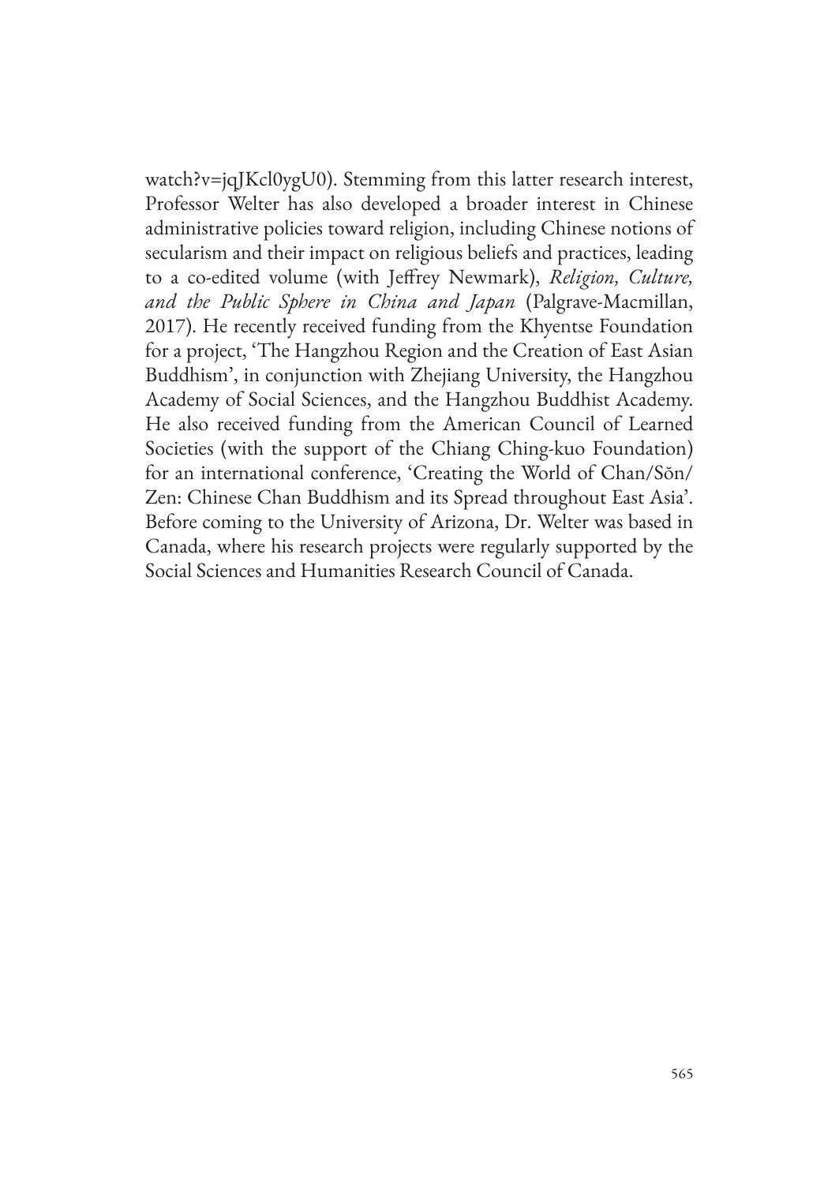watch?v=jqJKcl0ygU0). Stemming from this latter research interest, Professor Welter has also developed a broader interest in Chinese administrative policies toward religion, including Chinese notions of secularism and their impact on religious beliefs and practices, leading to a co-edited volume (with Jeffrey Newmark), *Religion, Culture, and the Public Sphere in China and Japan* (Palgrave-Macmillan, 2017). He recently received funding from the Khyentse Foundation for a project, 'The Hangzhou Region and the Creation of East Asian Buddhism', in conjunction with Zhejiang University, the Hangzhou Academy of Social Sciences, and the Hangzhou Buddhist Academy. He also received funding from the American Council of Learned Societies (with the support of the Chiang Ching-kuo Foundation) for an international conference, 'Creating the World of Chan/Sŏn/Zen: Chinese Chan Buddhism and its Spread throughout East Asia'. Before coming to the University of Arizona, Dr. Welter was based in Canada, where his research projects were regularly supported by the Social Sciences and Humanities Research Council of Canada.